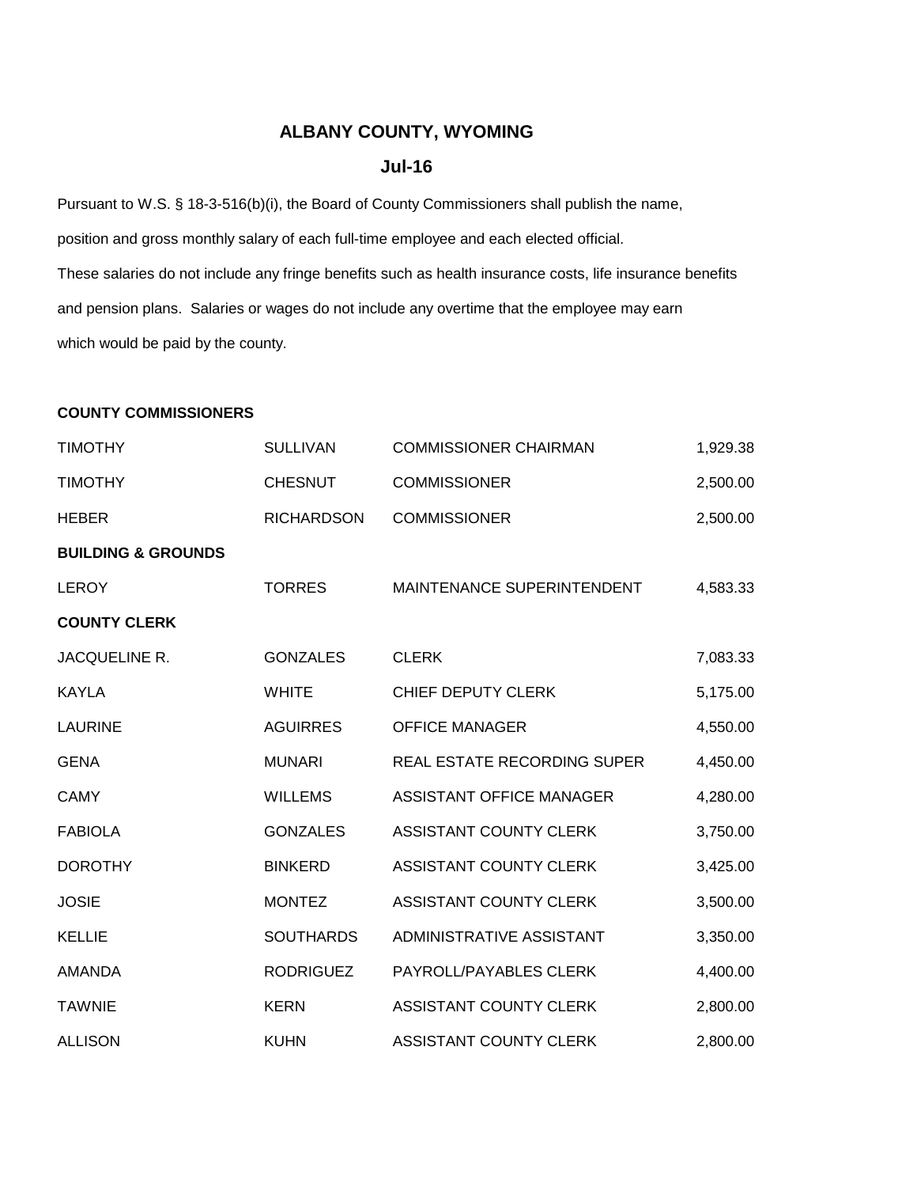# ALBANY COUNTY, WYOMING

## Jul-16

Pursuant to W.S. § 18-3-516(b)(i), the Board of County Commissioners shall publish the name, position and gross monthly salary of each full-time employee and each elected official. These salaries do not include any fringe benefits such as health insurance costs, life insurance benefits and pension plans. Salaries or wages do not include any overtime that the employee may earn which would be paid by the county.

| | | | |
|---|---|---|---|
| **COUNTY COMMISSIONERS** | | | |
| TIMOTHY | SULLIVAN | COMMISSIONER CHAIRMAN | 1,929.38 |
| TIMOTHY | CHESNUT | COMMISSIONER | 2,500.00 |
| HEBER | RICHARDSON | COMMISSIONER | 2,500.00 |
| **BUILDING & GROUNDS** | | | |
| LEROY | TORRES | MAINTENANCE SUPERINTENDENT | 4,583.33 |
| **COUNTY CLERK** | | | |
| JACQUELINE R. | GONZALES | CLERK | 7,083.33 |
| KAYLA | WHITE | CHIEF DEPUTY CLERK | 5,175.00 |
| LAURINE | AGUIRRES | OFFICE MANAGER | 4,550.00 |
| GENA | MUNARI | REAL ESTATE RECORDING SUPER | 4,450.00 |
| CAMY | WILLEMS | ASSISTANT OFFICE MANAGER | 4,280.00 |
| FABIOLA | GONZALES | ASSISTANT COUNTY CLERK | 3,750.00 |
| DOROTHY | BINKERD | ASSISTANT COUNTY CLERK | 3,425.00 |
| JOSIE | MONTEZ | ASSISTANT COUNTY CLERK | 3,500.00 |
| KELLIE | SOUTHARDS | ADMINISTRATIVE ASSISTANT | 3,350.00 |
| AMANDA | RODRIGUEZ | PAYROLL/PAYABLES CLERK | 4,400.00 |
| TAWNIE | KERN | ASSISTANT COUNTY CLERK | 2,800.00 |
| ALLISON | KUHN | ASSISTANT COUNTY CLERK | 2,800.00 |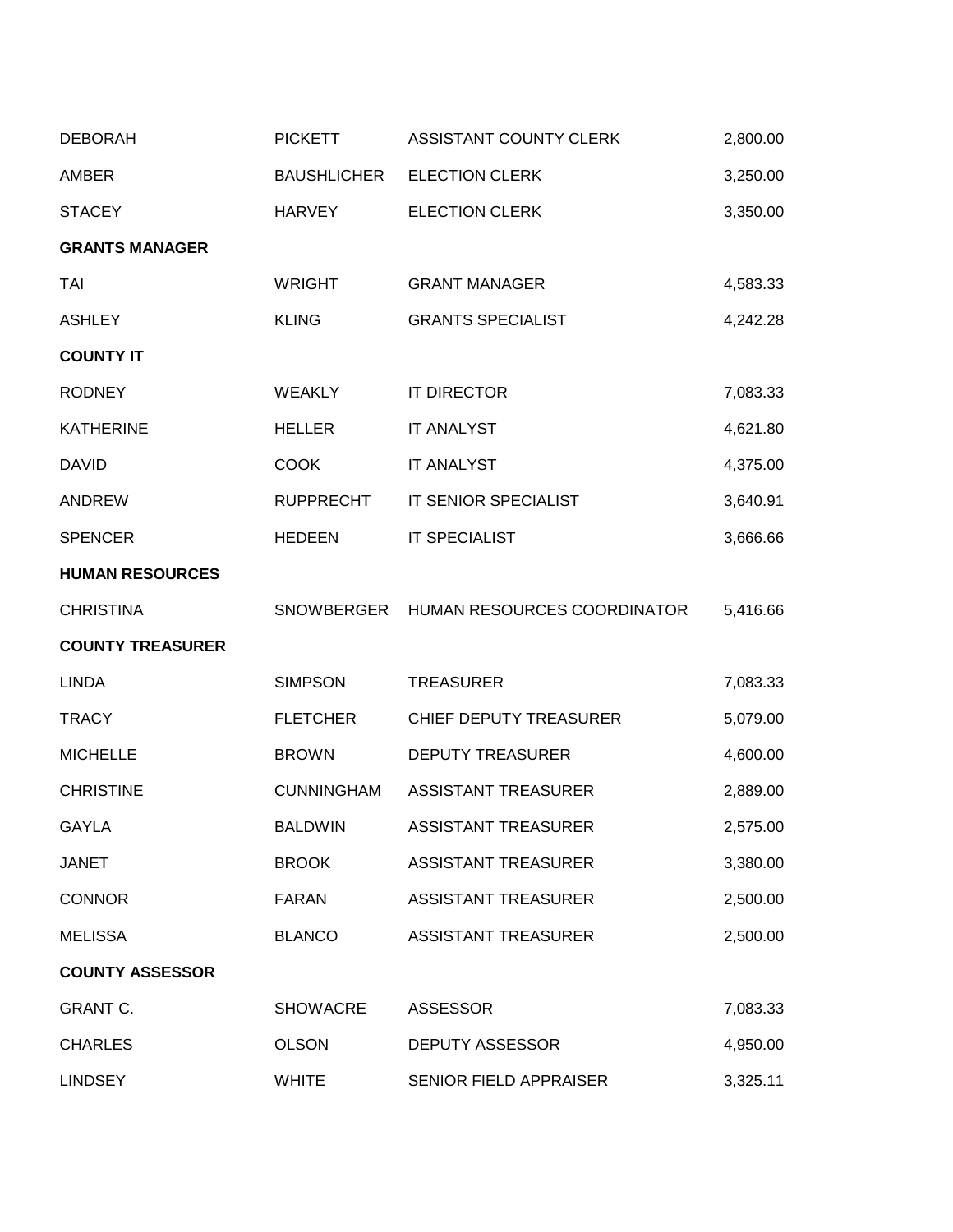| | | | |
|---|---|---|---|
| DEBORAH | PICKETT | ASSISTANT COUNTY CLERK | 2,800.00 |
| AMBER | BAUSHLICHER | ELECTION CLERK | 3,250.00 |
| STACEY | HARVEY | ELECTION CLERK | 3,350.00 |
| **GRANTS MANAGER** | | | |
| TAI | WRIGHT | GRANT MANAGER | 4,583.33 |
| ASHLEY | KLING | GRANTS SPECIALIST | 4,242.28 |
| **COUNTY IT** | | | |
| RODNEY | WEAKLY | IT DIRECTOR | 7,083.33 |
| KATHERINE | HELLER | IT ANALYST | 4,621.80 |
| DAVID | COOK | IT ANALYST | 4,375.00 |
| ANDREW | RUPPRECHT | IT SENIOR SPECIALIST | 3,640.91 |
| SPENCER | HEDEEN | IT SPECIALIST | 3,666.66 |
| **HUMAN RESOURCES** | | | |
| CHRISTINA | SNOWBERGER | HUMAN RESOURCES COORDINATOR | 5,416.66 |
| **COUNTY TREASURER** | | | |
| LINDA | SIMPSON | TREASURER | 7,083.33 |
| TRACY | FLETCHER | CHIEF DEPUTY TREASURER | 5,079.00 |
| MICHELLE | BROWN | DEPUTY TREASURER | 4,600.00 |
| CHRISTINE | CUNNINGHAM | ASSISTANT TREASURER | 2,889.00 |
| GAYLA | BALDWIN | ASSISTANT TREASURER | 2,575.00 |
| JANET | BROOK | ASSISTANT TREASURER | 3,380.00 |
| CONNOR | FARAN | ASSISTANT TREASURER | 2,500.00 |
| MELISSA | BLANCO | ASSISTANT TREASURER | 2,500.00 |
| **COUNTY ASSESSOR** | | | |
| GRANT C. | SHOWACRE | ASSESSOR | 7,083.33 |
| CHARLES | OLSON | DEPUTY ASSESSOR | 4,950.00 |
| LINDSEY | WHITE | SENIOR FIELD APPRAISER | 3,325.11 |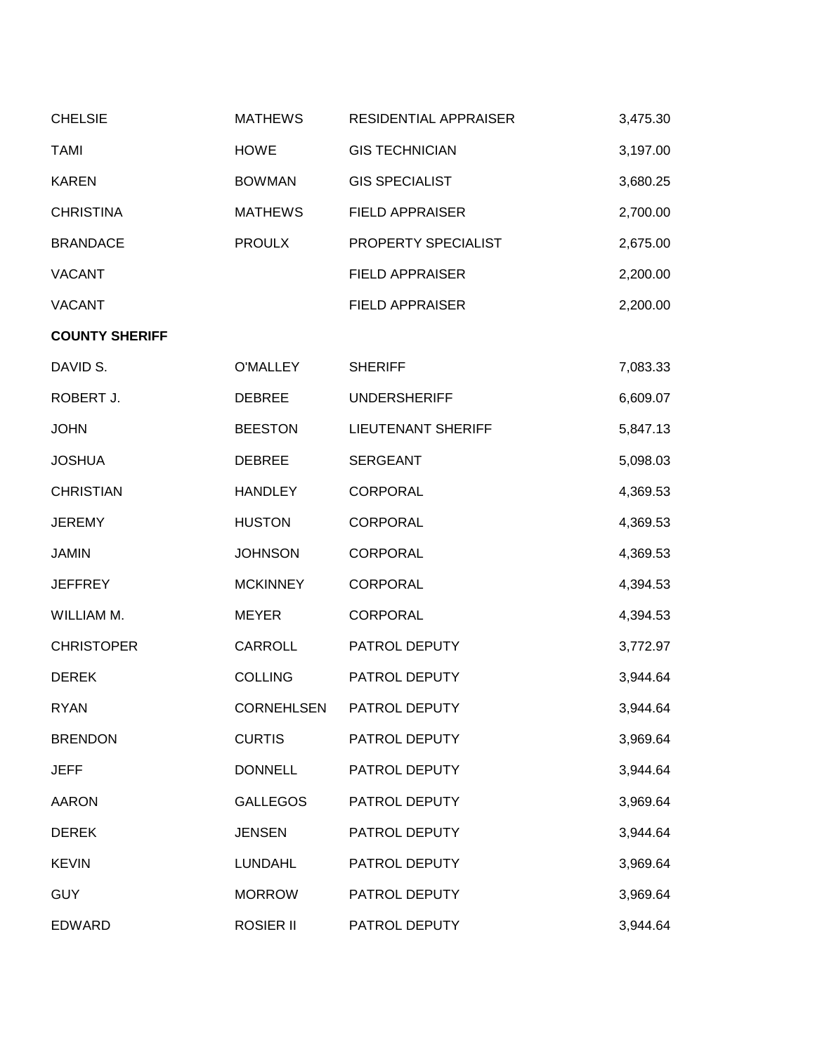| | | | |
|---|---|---|---|
| CHELSIE | MATHEWS | RESIDENTIAL APPRAISER | 3,475.30 |
| TAMI | HOWE | GIS TECHNICIAN | 3,197.00 |
| KAREN | BOWMAN | GIS SPECIALIST | 3,680.25 |
| CHRISTINA | MATHEWS | FIELD APPRAISER | 2,700.00 |
| BRANDACE | PROULX | PROPERTY SPECIALIST | 2,675.00 |
| VACANT | | FIELD APPRAISER | 2,200.00 |
| VACANT | | FIELD APPRAISER | 2,200.00 |
| **COUNTY SHERIFF** | | | |
| DAVID S. | O'MALLEY | SHERIFF | 7,083.33 |
| ROBERT J. | DEBREE | UNDERSHERIFF | 6,609.07 |
| JOHN | BEESTON | LIEUTENANT SHERIFF | 5,847.13 |
| JOSHUA | DEBREE | SERGEANT | 5,098.03 |
| CHRISTIAN | HANDLEY | CORPORAL | 4,369.53 |
| JEREMY | HUSTON | CORPORAL | 4,369.53 |
| JAMIN | JOHNSON | CORPORAL | 4,369.53 |
| JEFFREY | MCKINNEY | CORPORAL | 4,394.53 |
| WILLIAM M. | MEYER | CORPORAL | 4,394.53 |
| CHRISTOPER | CARROLL | PATROL DEPUTY | 3,772.97 |
| DEREK | COLLING | PATROL DEPUTY | 3,944.64 |
| RYAN | CORNEHLSEN | PATROL DEPUTY | 3,944.64 |
| BRENDON | CURTIS | PATROL DEPUTY | 3,969.64 |
| JEFF | DONNELL | PATROL DEPUTY | 3,944.64 |
| AARON | GALLEGOS | PATROL DEPUTY | 3,969.64 |
| DEREK | JENSEN | PATROL DEPUTY | 3,944.64 |
| KEVIN | LUNDAHL | PATROL DEPUTY | 3,969.64 |
| GUY | MORROW | PATROL DEPUTY | 3,969.64 |
| EDWARD | ROSIER II | PATROL DEPUTY | 3,944.64 |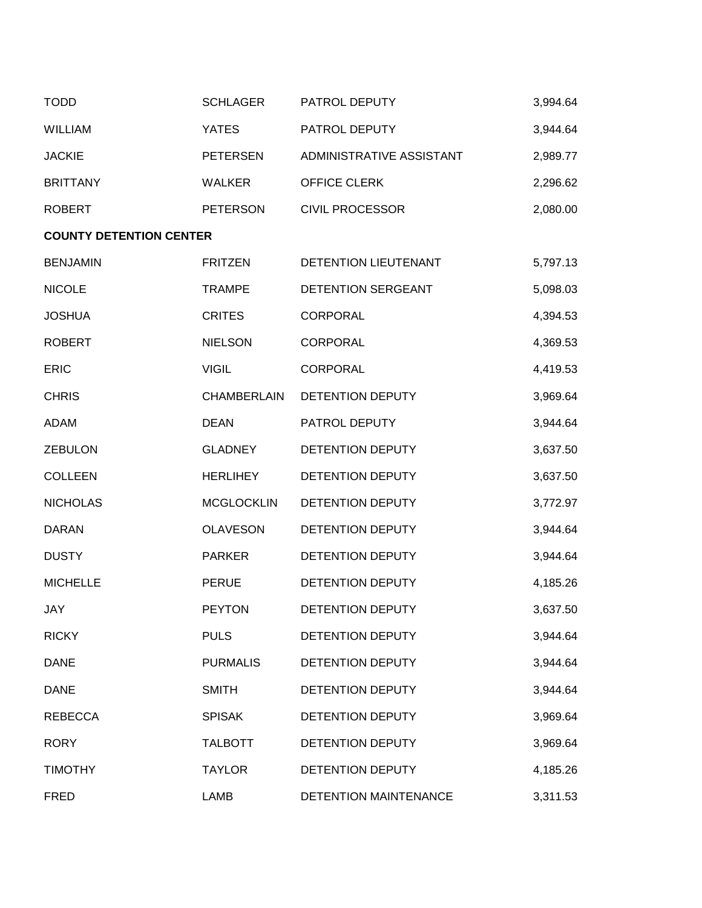| | | | |
|---|---|---|---|
| TODD | SCHLAGER | PATROL DEPUTY | 3,994.64 |
| WILLIAM | YATES | PATROL DEPUTY | 3,944.64 |
| JACKIE | PETERSEN | ADMINISTRATIVE ASSISTANT | 2,989.77 |
| BRITTANY | WALKER | OFFICE CLERK | 2,296.62 |
| ROBERT | PETERSON | CIVIL PROCESSOR | 2,080.00 |
| **COUNTY DETENTION CENTER** | | | |
| BENJAMIN | FRITZEN | DETENTION LIEUTENANT | 5,797.13 |
| NICOLE | TRAMPE | DETENTION SERGEANT | 5,098.03 |
| JOSHUA | CRITES | CORPORAL | 4,394.53 |
| ROBERT | NIELSON | CORPORAL | 4,369.53 |
| ERIC | VIGIL | CORPORAL | 4,419.53 |
| CHRIS | CHAMBERLAIN | DETENTION DEPUTY | 3,969.64 |
| ADAM | DEAN | PATROL DEPUTY | 3,944.64 |
| ZEBULON | GLADNEY | DETENTION DEPUTY | 3,637.50 |
| COLLEEN | HERLIHEY | DETENTION DEPUTY | 3,637.50 |
| NICHOLAS | MCGLOCKLIN | DETENTION DEPUTY | 3,772.97 |
| DARAN | OLAVESON | DETENTION DEPUTY | 3,944.64 |
| DUSTY | PARKER | DETENTION DEPUTY | 3,944.64 |
| MICHELLE | PERUE | DETENTION DEPUTY | 4,185.26 |
| JAY | PEYTON | DETENTION DEPUTY | 3,637.50 |
| RICKY | PULS | DETENTION DEPUTY | 3,944.64 |
| DANE | PURMALIS | DETENTION DEPUTY | 3,944.64 |
| DANE | SMITH | DETENTION DEPUTY | 3,944.64 |
| REBECCA | SPISAK | DETENTION DEPUTY | 3,969.64 |
| RORY | TALBOTT | DETENTION DEPUTY | 3,969.64 |
| TIMOTHY | TAYLOR | DETENTION DEPUTY | 4,185.26 |
| FRED | LAMB | DETENTION MAINTENANCE | 3,311.53 |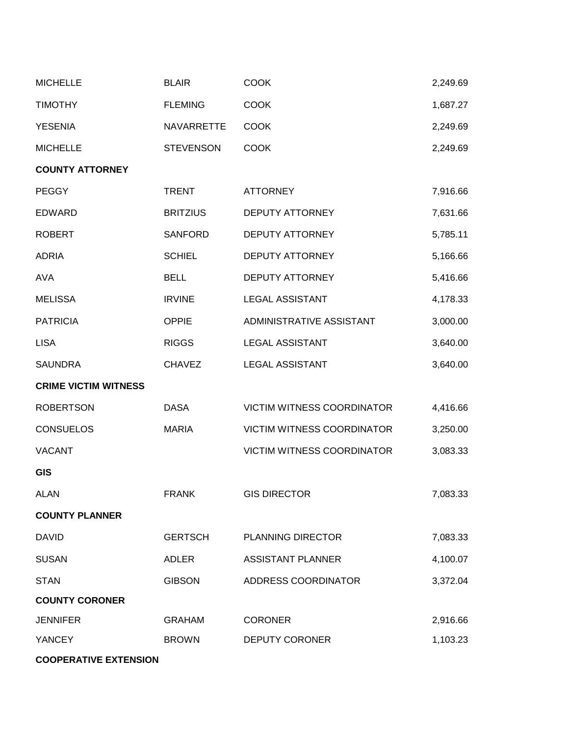| | | | |
|---|---|---|---|
| MICHELLE | BLAIR | COOK | 2,249.69 |
| TIMOTHY | FLEMING | COOK | 1,687.27 |
| YESENIA | NAVARRETTE | COOK | 2,249.69 |
| MICHELLE | STEVENSON | COOK | 2,249.69 |
| **COUNTY ATTORNEY** | | | |
| PEGGY | TRENT | ATTORNEY | 7,916.66 |
| EDWARD | BRITZIUS | DEPUTY ATTORNEY | 7,631.66 |
| ROBERT | SANFORD | DEPUTY ATTORNEY | 5,785.11 |
| ADRIA | SCHIEL | DEPUTY ATTORNEY | 5,166.66 |
| AVA | BELL | DEPUTY ATTORNEY | 5,416.66 |
| MELISSA | IRVINE | LEGAL ASSISTANT | 4,178.33 |
| PATRICIA | OPPIE | ADMINISTRATIVE ASSISTANT | 3,000.00 |
| LISA | RIGGS | LEGAL ASSISTANT | 3,640.00 |
| SAUNDRA | CHAVEZ | LEGAL ASSISTANT | 3,640.00 |
| **CRIME VICTIM WITNESS** | | | |
| ROBERTSON | DASA | VICTIM WITNESS COORDINATOR | 4,416.66 |
| CONSUELOS | MARIA | VICTIM WITNESS COORDINATOR | 3,250.00 |
| VACANT | | VICTIM WITNESS COORDINATOR | 3,083.33 |
| **GIS** | | | |
| ALAN | FRANK | GIS DIRECTOR | 7,083.33 |
| **COUNTY PLANNER** | | | |
| DAVID | GERTSCH | PLANNING DIRECTOR | 7,083.33 |
| SUSAN | ADLER | ASSISTANT PLANNER | 4,100.07 |
| STAN | GIBSON | ADDRESS COORDINATOR | 3,372.04 |
| **COUNTY CORONER** | | | |
| JENNIFER | GRAHAM | CORONER | 2,916.66 |
| YANCEY | BROWN | DEPUTY CORONER | 1,103.23 |
| **COOPERATIVE EXTENSION** | | | |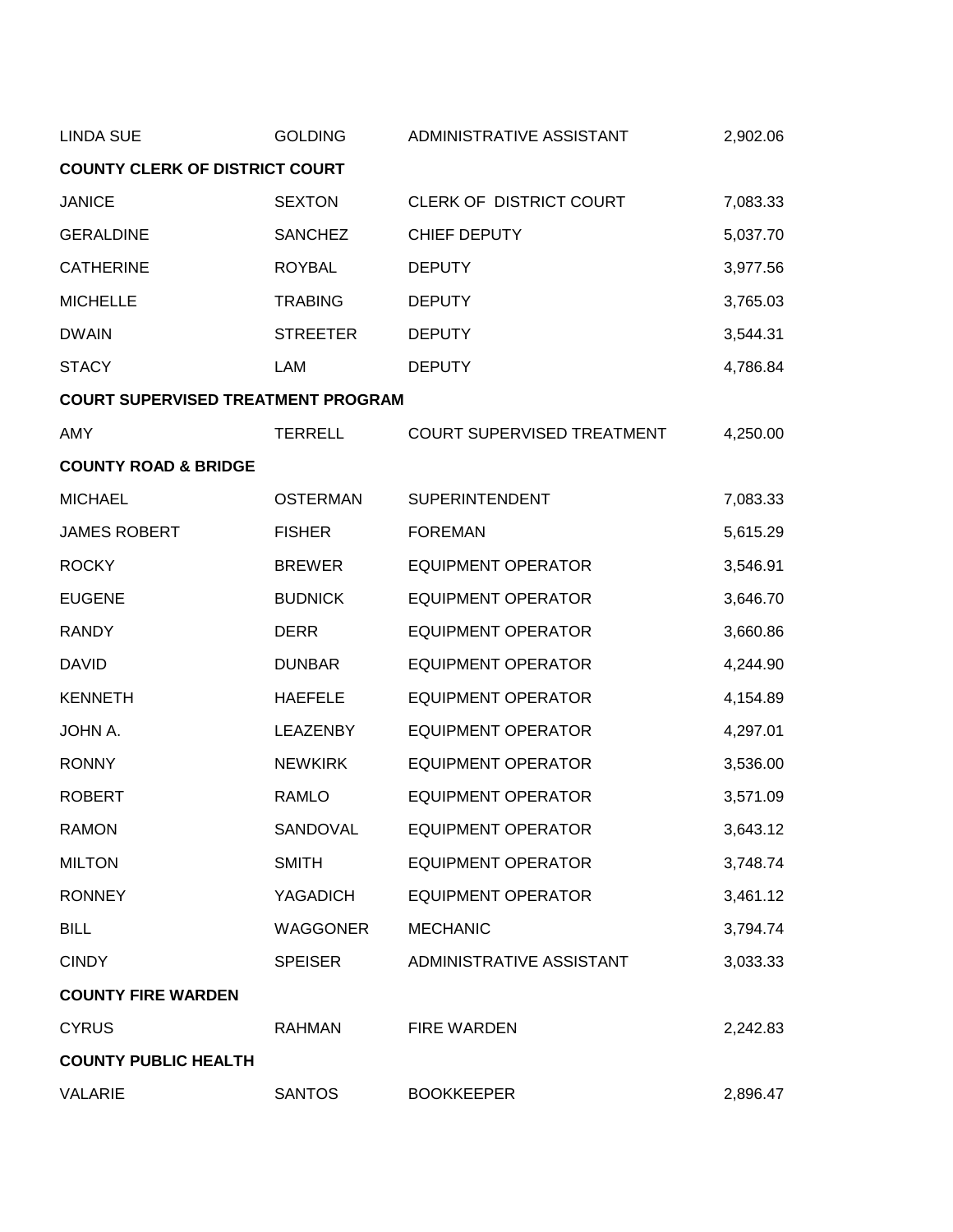| | | | |
|---|---|---|---|
| LINDA SUE | GOLDING | ADMINISTRATIVE ASSISTANT | 2,902.06 |
| **COUNTY CLERK OF DISTRICT COURT** | | | |
| JANICE | SEXTON | CLERK OF DISTRICT COURT | 7,083.33 |
| GERALDINE | SANCHEZ | CHIEF DEPUTY | 5,037.70 |
| CATHERINE | ROYBAL | DEPUTY | 3,977.56 |
| MICHELLE | TRABING | DEPUTY | 3,765.03 |
| DWAIN | STREETER | DEPUTY | 3,544.31 |
| STACY | LAM | DEPUTY | 4,786.84 |
| **COURT SUPERVISED TREATMENT PROGRAM** | | | |
| AMY | TERRELL | COURT SUPERVISED TREATMENT | 4,250.00 |
| **COUNTY ROAD & BRIDGE** | | | |
| MICHAEL | OSTERMAN | SUPERINTENDENT | 7,083.33 |
| JAMES ROBERT | FISHER | FOREMAN | 5,615.29 |
| ROCKY | BREWER | EQUIPMENT OPERATOR | 3,546.91 |
| EUGENE | BUDNICK | EQUIPMENT OPERATOR | 3,646.70 |
| RANDY | DERR | EQUIPMENT OPERATOR | 3,660.86 |
| DAVID | DUNBAR | EQUIPMENT OPERATOR | 4,244.90 |
| KENNETH | HAEFELE | EQUIPMENT OPERATOR | 4,154.89 |
| JOHN A. | LEAZENBY | EQUIPMENT OPERATOR | 4,297.01 |
| RONNY | NEWKIRK | EQUIPMENT OPERATOR | 3,536.00 |
| ROBERT | RAMLO | EQUIPMENT OPERATOR | 3,571.09 |
| RAMON | SANDOVAL | EQUIPMENT OPERATOR | 3,643.12 |
| MILTON | SMITH | EQUIPMENT OPERATOR | 3,748.74 |
| RONNEY | YAGADICH | EQUIPMENT OPERATOR | 3,461.12 |
| BILL | WAGGONER | MECHANIC | 3,794.74 |
| CINDY | SPEISER | ADMINISTRATIVE ASSISTANT | 3,033.33 |
| **COUNTY FIRE WARDEN** | | | |
| CYRUS | RAHMAN | FIRE WARDEN | 2,242.83 |
| **COUNTY PUBLIC HEALTH** | | | |
| VALARIE | SANTOS | BOOKKEEPER | 2,896.47 |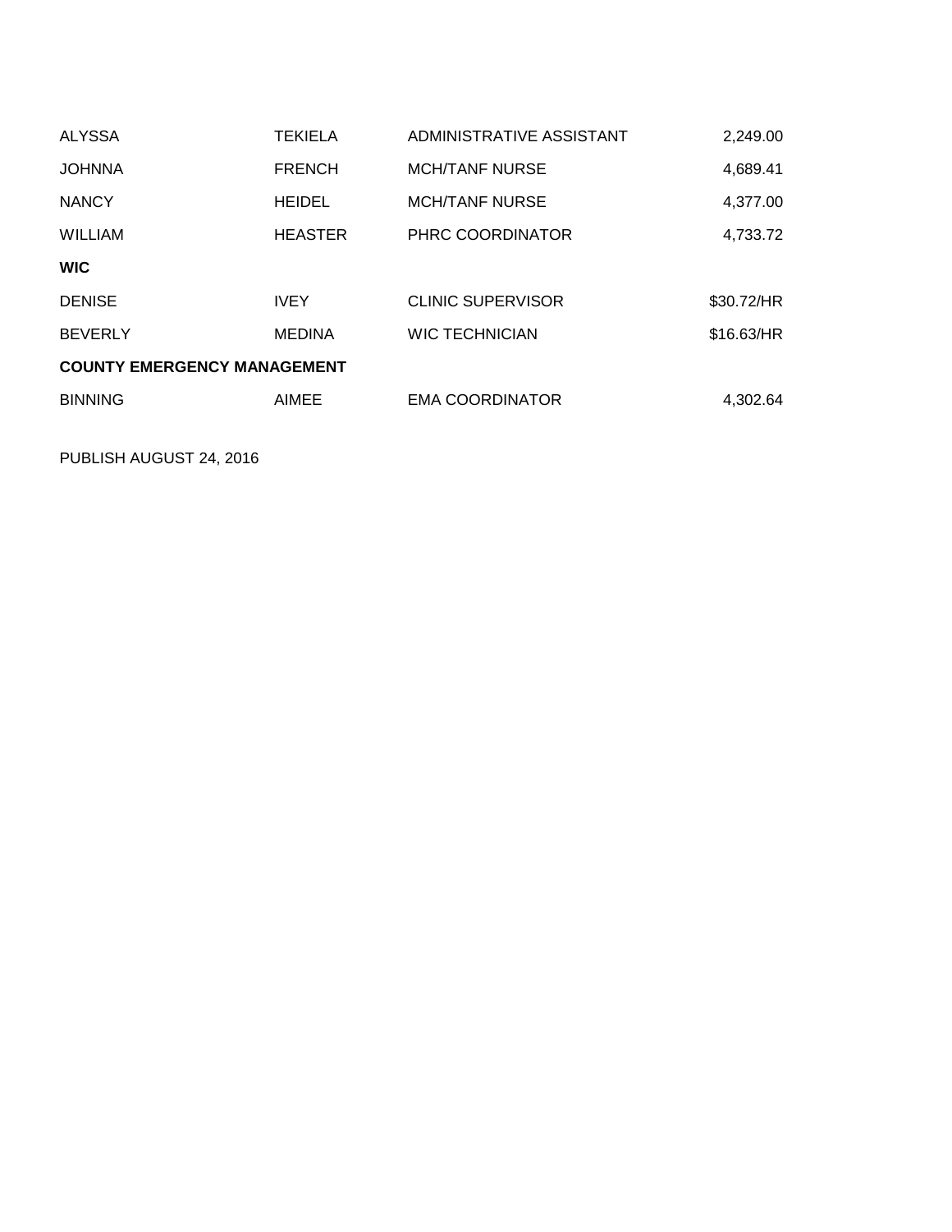| | | | |
|---|---|---|---|
| ALYSSA | TEKIELA | ADMINISTRATIVE ASSISTANT | 2,249.00 |
| JOHNNA | FRENCH | MCH/TANF NURSE | 4,689.41 |
| NANCY | HEIDEL | MCH/TANF NURSE | 4,377.00 |
| WILLIAM | HEASTER | PHRC COORDINATOR | 4,733.72 |
| **WIC** | | | |
| DENISE | IVEY | CLINIC SUPERVISOR | $30.72/HR |
| BEVERLY | MEDINA | WIC TECHNICIAN | $16.63/HR |
| **COUNTY EMERGENCY MANAGEMENT** | | | |
| BINNING | AIMEE | EMA COORDINATOR | 4,302.64 |

PUBLISH AUGUST 24, 2016